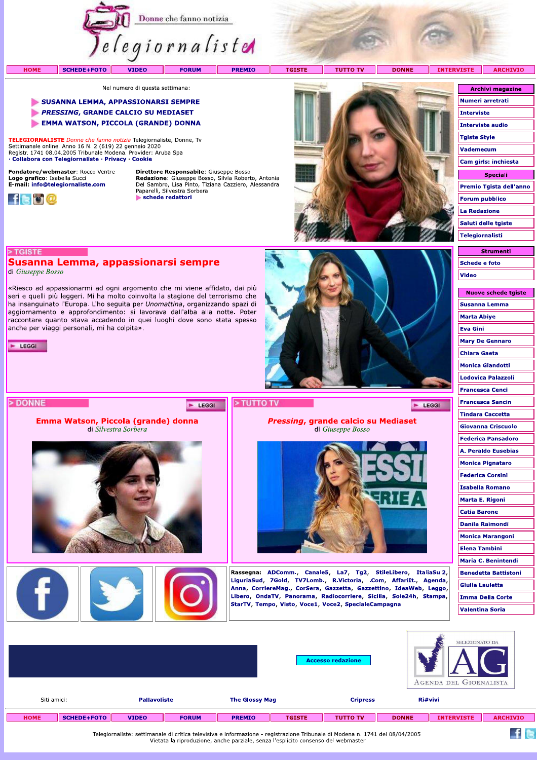Donne che fanno notizia

Telegiornaliste

HOME | SCHEDE+FOTO | VIDEO | FORUM | PREMIO | TGISTE | TUTTO TV | DONNE | INTERVISTE | ARCHIVIO

Nel numero di questa settimana:

- **SUSANNA LEMMA, APPASSIONARSI SEMPRE**
- ***PRESSING*, GRANDE CALCIO SU MEDIASET**
- **EMMA WATSON, PICCOLA (GRANDE) DONNA**

**TELEGIORNALISTE** *Donne che fanno notizia* Telegiornaliste, Donne, Tv
Settimanale online. Anno 16 N. 2 (619) 22 gennaio 2020
Registr. 1741 08.04.2005 Tribunale Modena. Provider: Aruba Spa
· **Collabora con Telegiornaliste** · **Privacy** · **Cookie**

**Fondatore/webmaster**: Rocco Ventre
**Logo grafico**: Isabella Succi
**E-mail**: **info@telegiornaliste.com**

**Direttore Responsabile**: Giuseppe Bosso
**Redazione**: Giuseppe Bosso, Silvia Roberto, Antonia Del Sambro, Lisa Pinto, Tiziana Cazziero, Alessandra Paparelli, Silvestra Sorbera
**schede redattori**

## > TGISTE

## Susanna Lemma, appassionarsi sempre

di *Giuseppe Bosso*

«Riesco ad appassionarmi ad ogni argomento che mi viene affidato, dai più seri e quelli più leggeri. Mi ha molto coinvolta la stagione del terrorismo che ha insanguinato l'Europa. L'ho seguita per *Unomattina*, organizzando spazi di aggiornamento e approfondimento: si lavorava dall'alba alla notte. Poter raccontare quanto stava accadendo in quei luoghi dove sono stata spesso anche per viaggi personali, mi ha colpita».

LEGGI

## > DONNE

LEGGI

### Emma Watson, Piccola (grande) donna

di *Silvestra Sorbera*

## > TUTTO TV

LEGGI

### *Pressing*, grande calcio su Mediaset

di *Giuseppe Bosso*

**Rassegna: ADComm., Canale5, La7, Tg2, StileLibero, ItaliaSul2, LiguriaSud, 7Gold, TV7Lomb., R.Victoria, .Com, AffariIt., Agenda, Anna, CorriereMag., CorSera, Gazzetta, Gazzettino, IdeaWeb, Leggo, Libero, OndaTV, Panorama, Radiocorriere, Sicilia, Sole24h, Stampa, StarTV, Tempo, Visto, Voce1, Voce2, SpecialeCampagna**

**Archivi magazine**
- Numeri arretrati
- Interviste
- Interviste audio
- Tgiste Style
- Vademecum
- Cam girls: inchiesta

**Speciali**
- Premio Tgista dell'anno
- Forum pubblico
- La Redazione
- Saluti delle tgiste
- Telegiornalisti

**Strumenti**
- Schede e foto
- Video

**Nuove schede tgiste**
- Susanna Lemma
- Marta Abiye
- Eva Gini
- Mary De Gennaro
- Chiara Gaeta
- Monica Giandotti
- Lodovica Palazzoli
- Francesca Cenci
- Francesca Sancin
- Tindara Caccetta
- Giovanna Criscuolo
- Federica Pansadoro
- A. Peraldo Eusebias
- Monica Pignataro
- Federica Corsini
- Isabella Romano
- Marta E. Rigoni
- Catia Barone
- Danila Raimondi
- Monica Marangoni
- Elena Tambini
- Maria C. Benintendi
- Benedetta Battistoni
- Giulia Lauletta
- Imma Della Corte
- Valentina Soria

Accesso redazione

SELEZIONATO DA AG AGENDA DEL GIORNALISTA

Siti amici: **Pallavoliste** **The Glossy Mag** **Cripress** **Ri#vivi**

HOME | SCHEDE+FOTO | VIDEO | FORUM | PREMIO | TGISTE | TUTTO TV | DONNE | INTERVISTE | ARCHIVIO

Telegiornaliste: settimanale di critica televisiva e informazione - registrazione Tribunale di Modena n. 1741 del 08/04/2005
Vietata la riproduzione, anche parziale, senza l'esplicito consenso del webmaster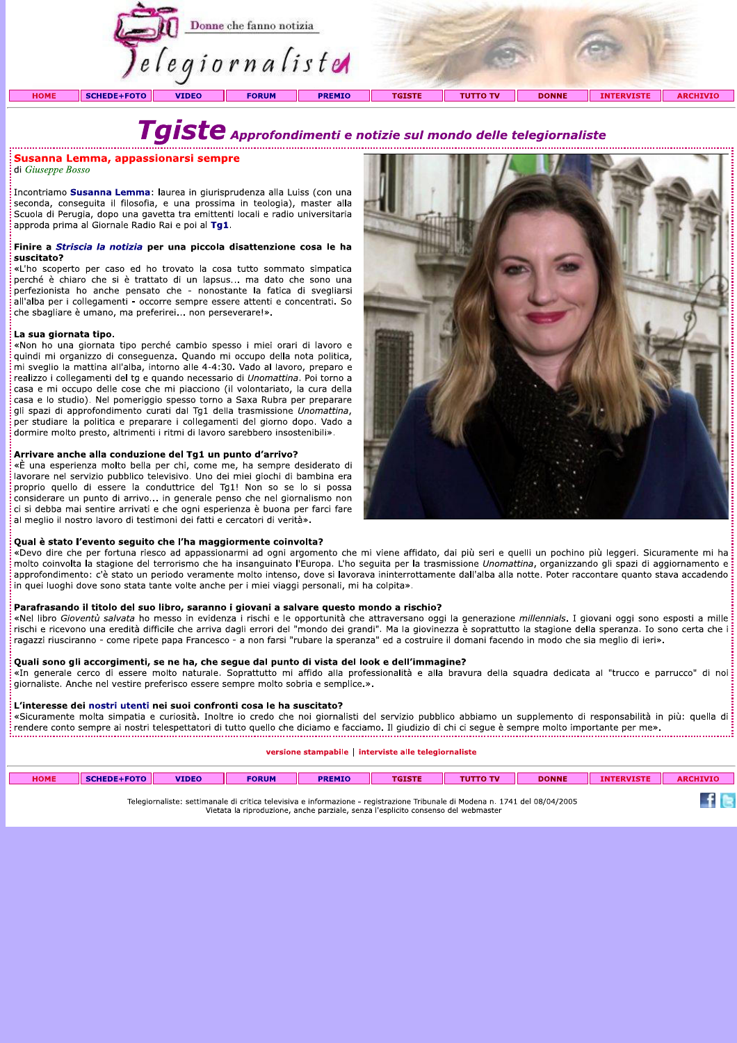# Tgiste *Approfondimenti e notizie sul mondo delle telegiornaliste*

## Susanna Lemma, appassionarsi sempre

di *Giuseppe Bosso*

Incontriamo **Susanna Lemma**: laurea in giurisprudenza alla Luiss (con una seconda, conseguita il filosofia, e una prossima in teologia), master alla Scuola di Perugia, dopo una gavetta tra emittenti locali e radio universitaria approda prima al Giornale Radio Rai e poi al **Tg1**.

**Finire a *Striscia la notizia* per una piccola disattenzione cosa le ha suscitato?**
«L'ho scoperto per caso ed ho trovato la cosa tutto sommato simpatica perché è chiaro che si è trattato di un lapsus... ma dato che sono una perfezionista ho anche pensato che - nonostante la fatica di svegliarsi all'alba per i collegamenti - occorre sempre essere attenti e concentrati. So che sbagliare è umano, ma preferirei... non perseverare!».

**La sua giornata tipo.**
«Non ho una giornata tipo perché cambio spesso i miei orari di lavoro e quindi mi organizzo di conseguenza. Quando mi occupo della nota politica, mi sveglio la mattina all'alba, intorno alle 4-4:30. Vado al lavoro, preparo e realizzo i collegamenti del tg e quando necessario di *Unomattina*. Poi torno a casa e mi occupo delle cose che mi piacciono (il volontariato, la cura della casa e lo studio). Nel pomeriggio spesso torno a Saxa Rubra per preparare gli spazi di approfondimento curati dal Tg1 della trasmissione *Unomattina*, per studiare la politica e preparare i collegamenti del giorno dopo. Vado a dormire molto presto, altrimenti i ritmi di lavoro sarebbero insostenibili».

**Arrivare anche alla conduzione del Tg1 un punto d'arrivo?**
«È una esperienza molto bella per chi, come me, ha sempre desiderato di lavorare nel servizio pubblico televisivo. Uno dei miei giochi di bambina era proprio quello di essere la conduttrice del Tg1! Non so se lo si possa considerare un punto di arrivo... in generale penso che nel giornalismo non ci si debba mai sentire arrivati e che ogni esperienza è buona per farci fare al meglio il nostro lavoro di testimoni dei fatti e cercatori di verità».

**Qual è stato l'evento seguito che l'ha maggiormente coinvolta?**
«Devo dire che per fortuna riesco ad appassionarmi ad ogni argomento che mi viene affidato, dai più seri e quelli un pochino più leggeri. Sicuramente mi ha molto coinvolta la stagione del terrorismo che ha insanguinato l'Europa. L'ho seguita per la trasmissione *Unomattina*, organizzando gli spazi di aggiornamento e approfondimento: c'è stato un periodo veramente molto intenso, dove si lavorava ininterrottamente dall'alba alla notte. Poter raccontare quanto stava accadendo in quei luoghi dove sono stata tante volte anche per i miei viaggi personali, mi ha colpita».

**Parafrasando il titolo del suo libro, saranno i giovani a salvare questo mondo a rischio?**
«Nel libro *Gioventù salvata* ho messo in evidenza i rischi e le opportunità che attraversano oggi la generazione *millennials*. I giovani oggi sono esposti a mille rischi e ricevono una eredità difficile che arriva dagli errori del "mondo dei grandi". Ma la giovinezza è soprattutto la stagione della speranza. Io sono certa che i ragazzi riusciranno - come ripete papa Francesco - a non farsi "rubare la speranza" ed a costruire il domani facendo in modo che sia meglio di ieri».

**Quali sono gli accorgimenti, se ne ha, che segue dal punto di vista del look e dell'immagine?**
«In generale cerco di essere molto naturale. Soprattutto mi affido alla professionalità e alla bravura della squadra dedicata al "trucco e parrucco" di noi giornaliste. Anche nel vestire preferisco essere sempre molto sobria e semplice.».

**L'interesse dei nostri utenti nei suoi confronti cosa le ha suscitato?**
«Sicuramente molta simpatia e curiosità. Inoltre io credo che noi giornalisti del servizio pubblico abbiamo un supplemento di responsabilità in più: quella di rendere conto sempre ai nostri telespettatori di tutto quello che diciamo e facciamo. Il giudizio di chi ci segue è sempre molto importante per me».

versione stampabile | interviste alle telegiornaliste

Telegiornaliste: settimanale di critica televisiva e informazione - registrazione Tribunale di Modena n. 1741 del 08/04/2005
Vietata la riproduzione, anche parziale, senza l'esplicito consenso del webmaster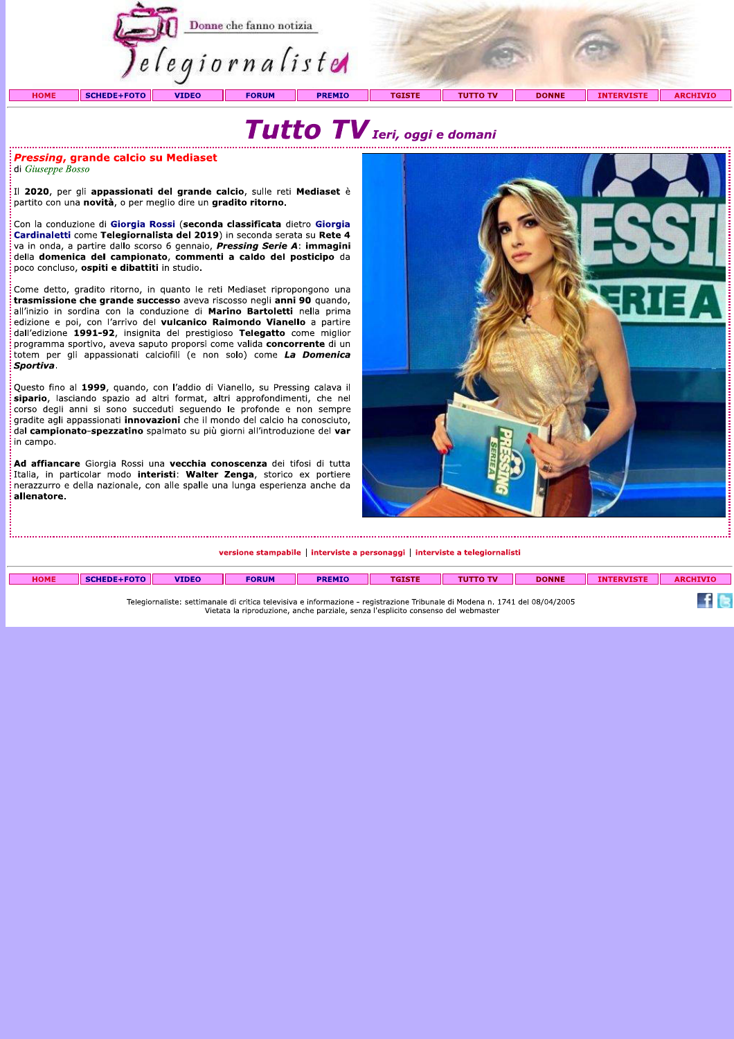# Tutto TV *Ieri, oggi e domani*

## ***Pressing***, grande calcio su Mediaset

di *Giuseppe Bosso*

Il **2020**, per gli **appassionati del grande calcio**, sulle reti **Mediaset** è partito con una **novità**, o per meglio dire un **gradito ritorno**.

Con la conduzione di **Giorgia Rossi** (**seconda classificata** dietro **Giorgia Cardinaletti** come **Telegiornalista del 2019**) in seconda serata su **Rete 4** va in onda, a partire dallo scorso 6 gennaio, ***Pressing Serie A***: **immagini** della **domenica del campionato**, **commenti a caldo del posticipo** da poco concluso, **ospiti e dibattiti** in studio.

Come detto, gradito ritorno, in quanto le reti Mediaset ripropongono una **trasmissione che grande successo** aveva riscosso negli **anni 90** quando, all'inizio in sordina con la conduzione di **Marino Bartoletti** nella prima edizione e poi, con l'arrivo del **vulcanico Raimondo Vianello** a partire dall'edizione **1991-92**, insignita del prestigioso **Telegatto** come miglior programma sportivo, aveva saputo proporsi come valida **concorrente** di un totem per gli appassionati calciofili (e non solo) come ***La Domenica Sportiva***.

Questo fino al **1999**, quando, con **l'addio** di Vianello, su Pressing calava il **sipario**, lasciando spazio ad altri format, altri approfondimenti, che nel corso degli anni si sono succeduti seguendo **le** profonde e non sempre gradite agli appassionati **innovazioni** che il mondo del calcio ha conosciuto, dal **campionato-spezzatino** spalmato su più giorni all'introduzione del **var** in campo.

**Ad affiancare** Giorgia Rossi una **vecchia conoscenza** dei tifosi di tutta Italia, in particolar modo **interisti**: **Walter Zenga**, storico ex portiere nerazzurro e della nazionale, con alle spalle una lunga esperienza anche da **allenatore**.

versione stampabile | interviste a personaggi | interviste a telegiornalisti

Telegiornaliste: settimanale di critica televisiva e informazione - registrazione Tribunale di Modena n. 1741 del 08/04/2005
Vietata la riproduzione, anche parziale, senza l'esplicito consenso del webmaster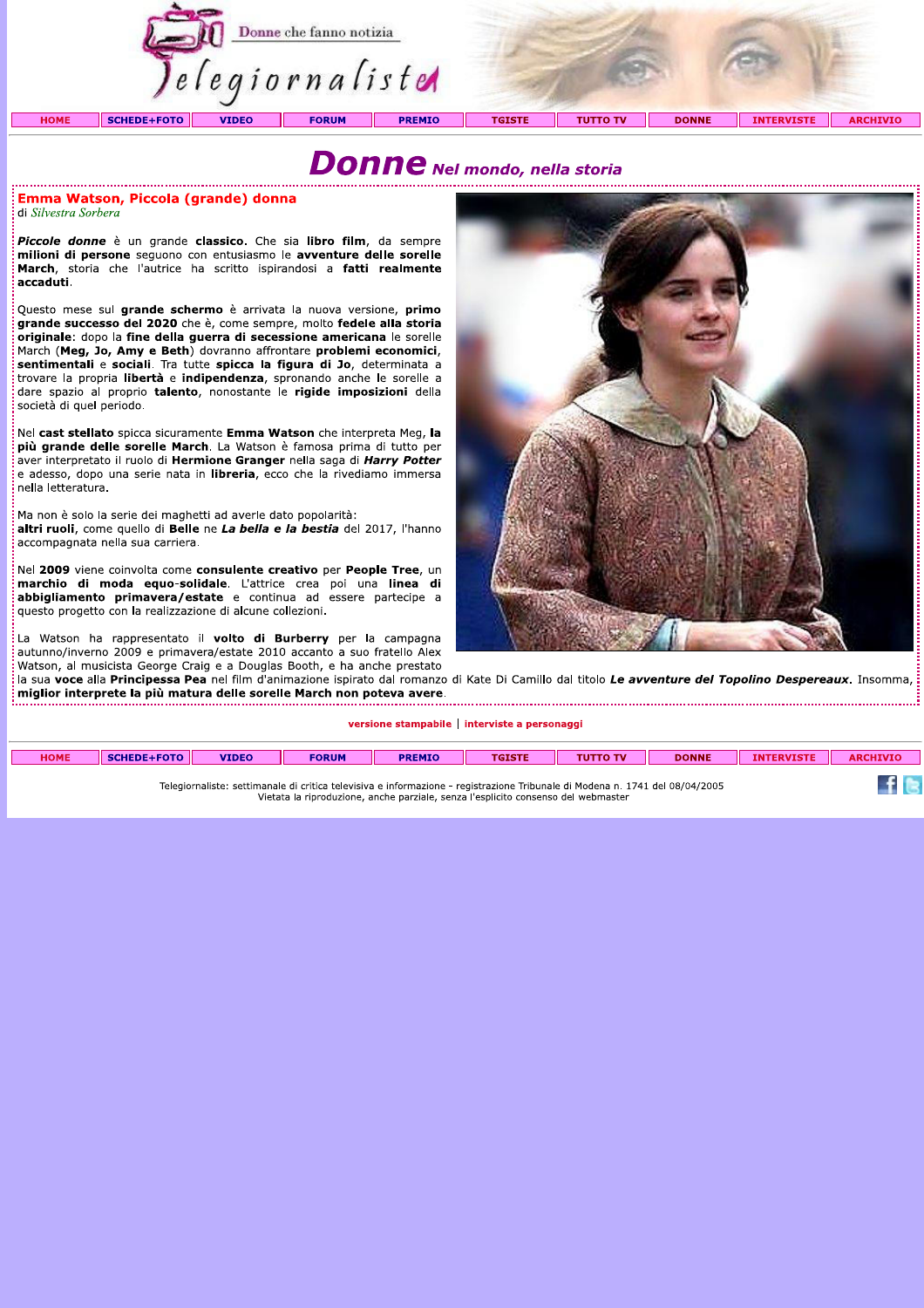# Donne Nel mondo, nella storia

## Emma Watson, Piccola (grande) donna

di *Silvestra Sorbera*

***Piccole donne*** è un grande **classico**. Che sia **libro film**, da sempre **milioni di persone** seguono con entusiasmo le **avventure delle sorelle March**, storia che l'autrice ha scritto ispirandosi a **fatti realmente accaduti**.

Questo mese sul **grande schermo** è arrivata la nuova versione, **primo grande successo del 2020** che è, come sempre, molto **fedele alla storia originale**: dopo la **fine della guerra di secessione americana** le sorelle March (**Meg, Jo, Amy e Beth**) dovranno affrontare **problemi economici**, **sentimentali** e **sociali**. Tra tutte **spicca la figura di Jo**, determinata a trovare la propria **libertà** e **indipendenza**, spronando anche le sorelle a dare spazio al proprio **talento**, nonostante le **rigide imposizioni** della società di quel periodo.

Nel **cast stellato** spicca sicuramente **Emma Watson** che interpreta Meg, **la più grande delle sorelle March**. La Watson è famosa prima di tutto per aver interpretato il ruolo di **Hermione Granger** nella saga di ***Harry Potter*** e adesso, dopo una serie nata in **libreria**, ecco che la rivediamo immersa nella letteratura**.**

Ma non è solo la serie dei maghetti ad averle dato popolarità:
**altri ruoli**, come quello di **Belle** ne ***La bella e la bestia*** del 2017, l'hanno accompagnata nella sua carriera.

Nel **2009** viene coinvolta come **consulente creativo** per **People Tree**, un **marchio di moda equo-solidale**. L'attrice crea poi una **linea di abbigliamento primavera/estate** e continua ad essere partecipe a questo progetto con la realizzazione di alcune collezioni**.**

La Watson ha rappresentato il **volto di Burberry** per la campagna autunno/inverno 2009 e primavera/estate 2010 accanto a suo fratello Alex Watson, al musicista George Craig e a Douglas Booth, e ha anche prestato la sua **voce** alla **Principessa Pea** nel film d'animazione ispirato dal romanzo di Kate Di Camillo dal titolo ***Le avventure del Topolino Despereaux***. Insomma, **miglior interprete la più matura delle sorelle March non poteva avere**.

versione stampabile | interviste a personaggi

Telegiornaliste: settimanale di critica televisiva e informazione - registrazione Tribunale di Modena n. 1741 del 08/04/2005
Vietata la riproduzione, anche parziale, senza l'esplicito consenso del webmaster